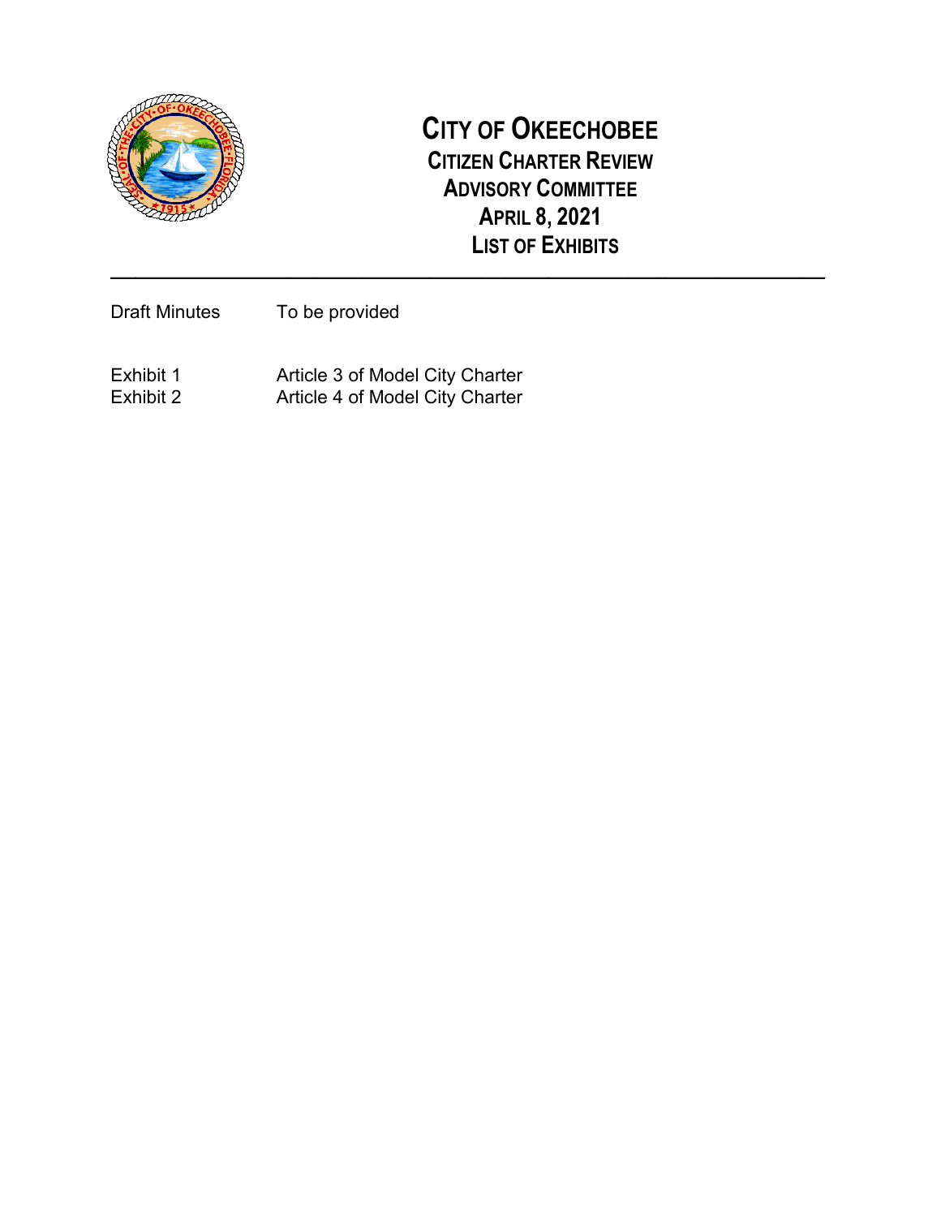# City of Okeechobee
## Citizen Charter Review Advisory Committee
## April 8, 2021
## List of Exhibits

---

| | |
|---|---|
| Draft Minutes | To be provided |
| Exhibit 1 | Article 3 of Model City Charter |
| Exhibit 2 | Article 4 of Model City Charter |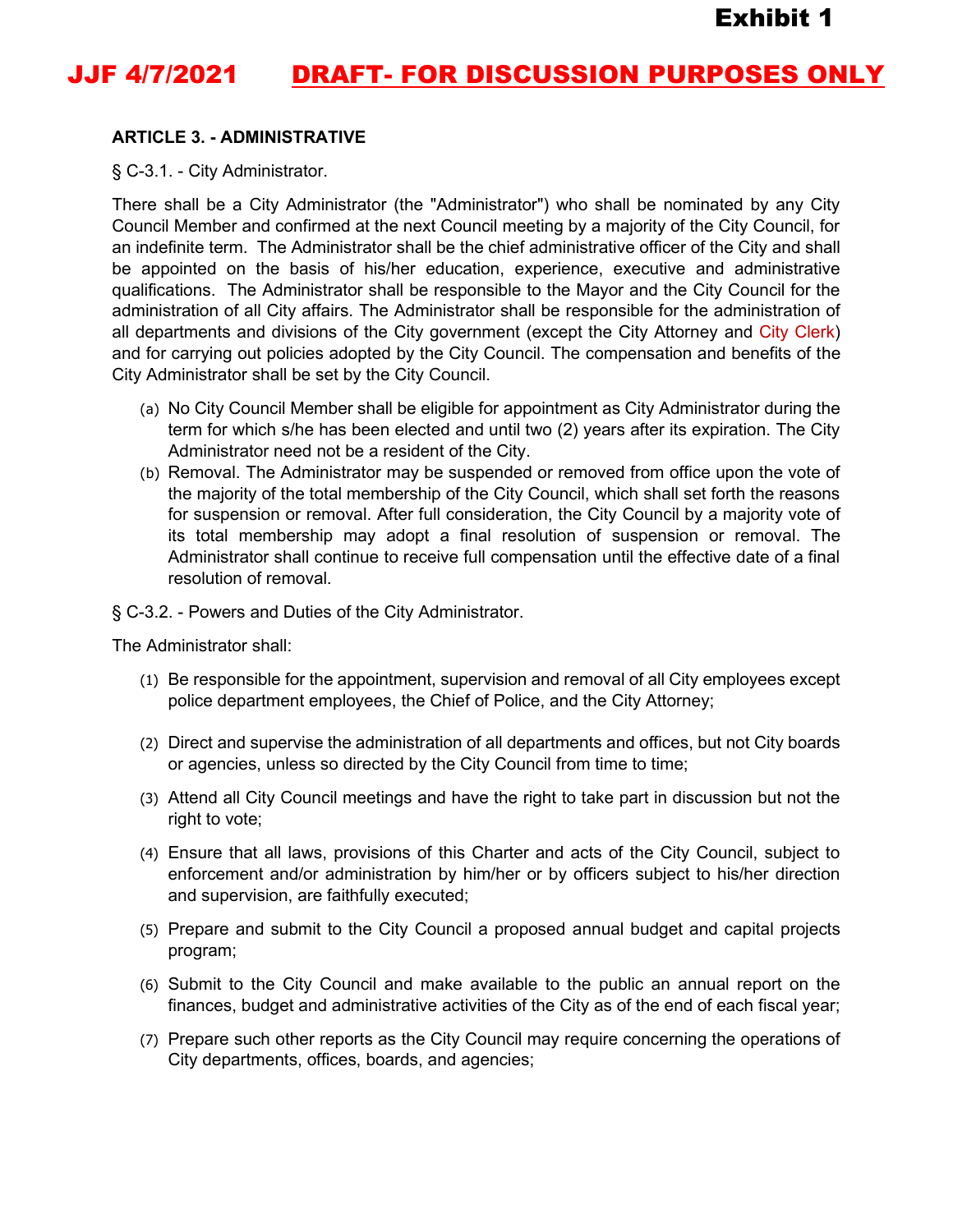**Exhibit 1**

**JJF 4/7/2021 DRAFT- FOR DISCUSSION PURPOSES ONLY**

**ARTICLE 3. - ADMINISTRATIVE**

§ C-3.1. - City Administrator.

There shall be a City Administrator (the "Administrator") who shall be nominated by any City Council Member and confirmed at the next Council meeting by a majority of the City Council, for an indefinite term. The Administrator shall be the chief administrative officer of the City and shall be appointed on the basis of his/her education, experience, executive and administrative qualifications. The Administrator shall be responsible to the Mayor and the City Council for the administration of all City affairs. The Administrator shall be responsible for the administration of all departments and divisions of the City government (except the City Attorney and City Clerk) and for carrying out policies adopted by the City Council. The compensation and benefits of the City Administrator shall be set by the City Council.

(a) No City Council Member shall be eligible for appointment as City Administrator during the term for which s/he has been elected and until two (2) years after its expiration. The City Administrator need not be a resident of the City.

(b) Removal. The Administrator may be suspended or removed from office upon the vote of the majority of the total membership of the City Council, which shall set forth the reasons for suspension or removal. After full consideration, the City Council by a majority vote of its total membership may adopt a final resolution of suspension or removal. The Administrator shall continue to receive full compensation until the effective date of a final resolution of removal.

§ C-3.2. - Powers and Duties of the City Administrator.

The Administrator shall:

(1) Be responsible for the appointment, supervision and removal of all City employees except police department employees, the Chief of Police, and the City Attorney;

(2) Direct and supervise the administration of all departments and offices, but not City boards or agencies, unless so directed by the City Council from time to time;

(3) Attend all City Council meetings and have the right to take part in discussion but not the right to vote;

(4) Ensure that all laws, provisions of this Charter and acts of the City Council, subject to enforcement and/or administration by him/her or by officers subject to his/her direction and supervision, are faithfully executed;

(5) Prepare and submit to the City Council a proposed annual budget and capital projects program;

(6) Submit to the City Council and make available to the public an annual report on the finances, budget and administrative activities of the City as of the end of each fiscal year;

(7) Prepare such other reports as the City Council may require concerning the operations of City departments, offices, boards, and agencies;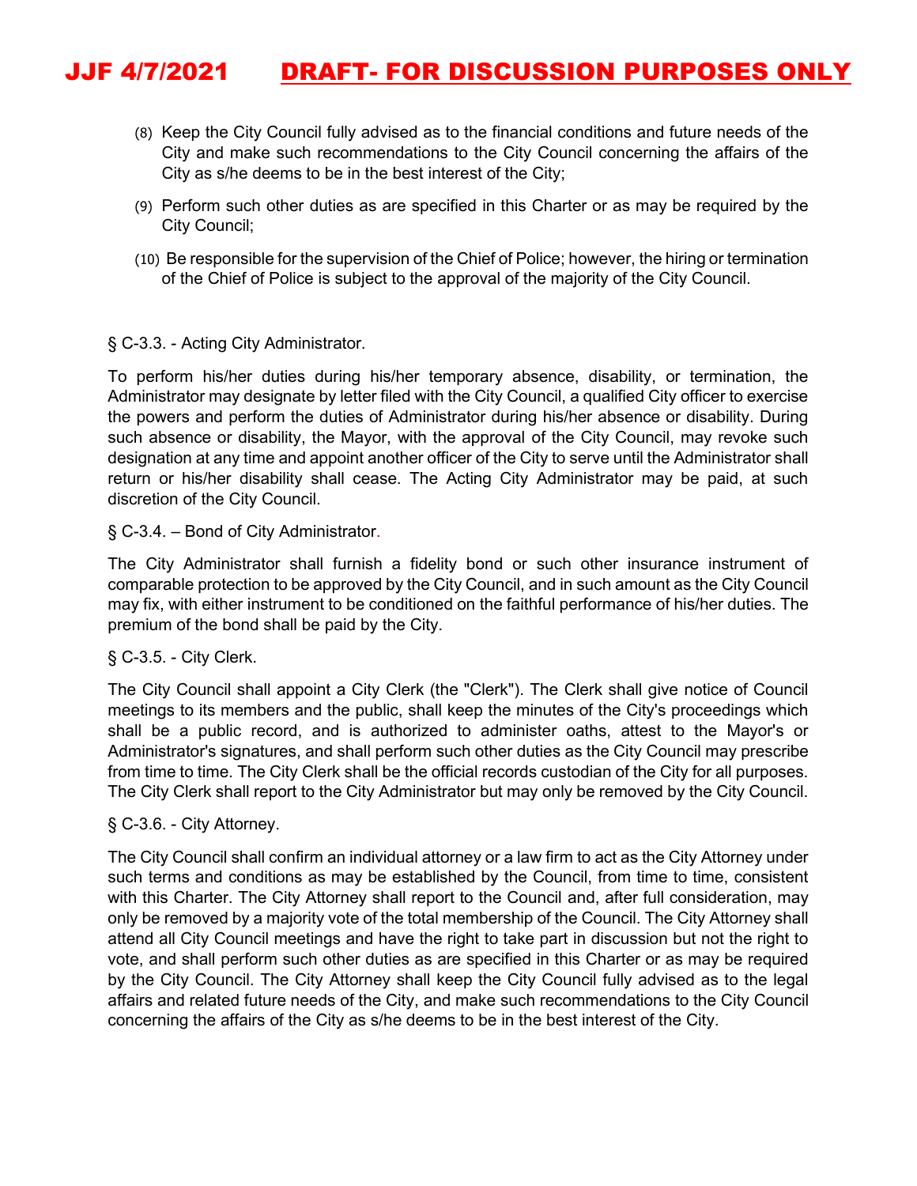(8) Keep the City Council fully advised as to the financial conditions and future needs of the City and make such recommendations to the City Council concerning the affairs of the City as s/he deems to be in the best interest of the City;

(9) Perform such other duties as are specified in this Charter or as may be required by the City Council;

(10) Be responsible for the supervision of the Chief of Police; however, the hiring or termination of the Chief of Police is subject to the approval of the majority of the City Council.

§ C-3.3. - Acting City Administrator.

To perform his/her duties during his/her temporary absence, disability, or termination, the Administrator may designate by letter filed with the City Council, a qualified City officer to exercise the powers and perform the duties of Administrator during his/her absence or disability. During such absence or disability, the Mayor, with the approval of the City Council, may revoke such designation at any time and appoint another officer of the City to serve until the Administrator shall return or his/her disability shall cease. The Acting City Administrator may be paid, at such discretion of the City Council.

§ C-3.4. – Bond of City Administrator.

The City Administrator shall furnish a fidelity bond or such other insurance instrument of comparable protection to be approved by the City Council, and in such amount as the City Council may fix, with either instrument to be conditioned on the faithful performance of his/her duties. The premium of the bond shall be paid by the City.

§ C-3.5. - City Clerk.

The City Council shall appoint a City Clerk (the "Clerk"). The Clerk shall give notice of Council meetings to its members and the public, shall keep the minutes of the City's proceedings which shall be a public record, and is authorized to administer oaths, attest to the Mayor's or Administrator's signatures, and shall perform such other duties as the City Council may prescribe from time to time. The City Clerk shall be the official records custodian of the City for all purposes. The City Clerk shall report to the City Administrator but may only be removed by the City Council.

§ C-3.6. - City Attorney.

The City Council shall confirm an individual attorney or a law firm to act as the City Attorney under such terms and conditions as may be established by the Council, from time to time, consistent with this Charter. The City Attorney shall report to the Council and, after full consideration, may only be removed by a majority vote of the total membership of the Council. The City Attorney shall attend all City Council meetings and have the right to take part in discussion but not the right to vote, and shall perform such other duties as are specified in this Charter or as may be required by the City Council. The City Attorney shall keep the City Council fully advised as to the legal affairs and related future needs of the City, and make such recommendations to the City Council concerning the affairs of the City as s/he deems to be in the best interest of the City.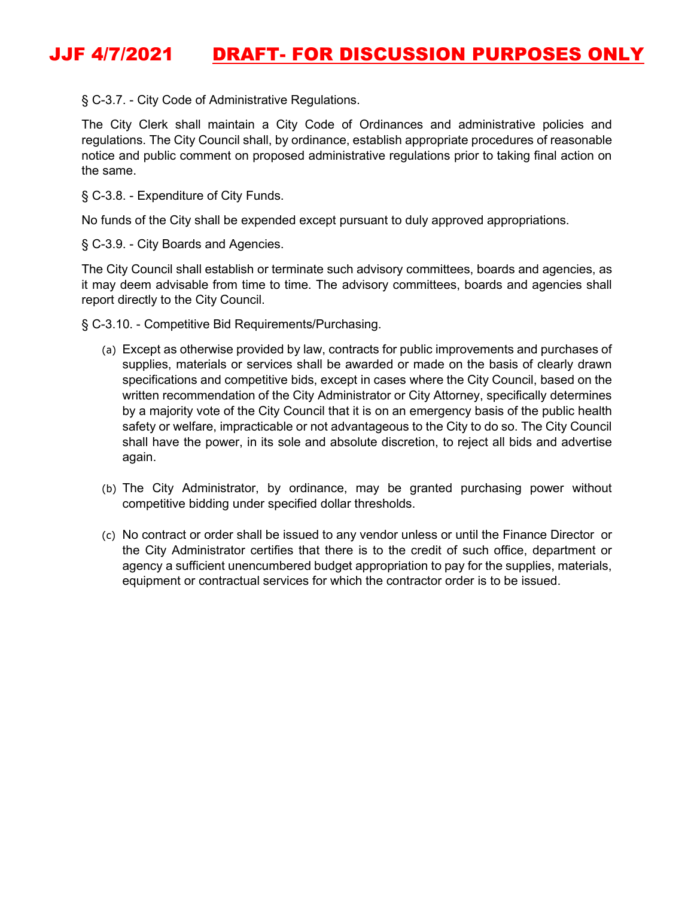§ C-3.7. - City Code of Administrative Regulations.

The City Clerk shall maintain a City Code of Ordinances and administrative policies and regulations. The City Council shall, by ordinance, establish appropriate procedures of reasonable notice and public comment on proposed administrative regulations prior to taking final action on the same.

§ C-3.8. - Expenditure of City Funds.

No funds of the City shall be expended except pursuant to duly approved appropriations.

§ C-3.9. - City Boards and Agencies.

The City Council shall establish or terminate such advisory committees, boards and agencies, as it may deem advisable from time to time. The advisory committees, boards and agencies shall report directly to the City Council.

§ C-3.10. - Competitive Bid Requirements/Purchasing.

(a) Except as otherwise provided by law, contracts for public improvements and purchases of supplies, materials or services shall be awarded or made on the basis of clearly drawn specifications and competitive bids, except in cases where the City Council, based on the written recommendation of the City Administrator or City Attorney, specifically determines by a majority vote of the City Council that it is on an emergency basis of the public health safety or welfare, impracticable or not advantageous to the City to do so. The City Council shall have the power, in its sole and absolute discretion, to reject all bids and advertise again.

(b) The City Administrator, by ordinance, may be granted purchasing power without competitive bidding under specified dollar thresholds.

(c) No contract or order shall be issued to any vendor unless or until the Finance Director or the City Administrator certifies that there is to the credit of such office, department or agency a sufficient unencumbered budget appropriation to pay for the supplies, materials, equipment or contractual services for which the contractor order is to be issued.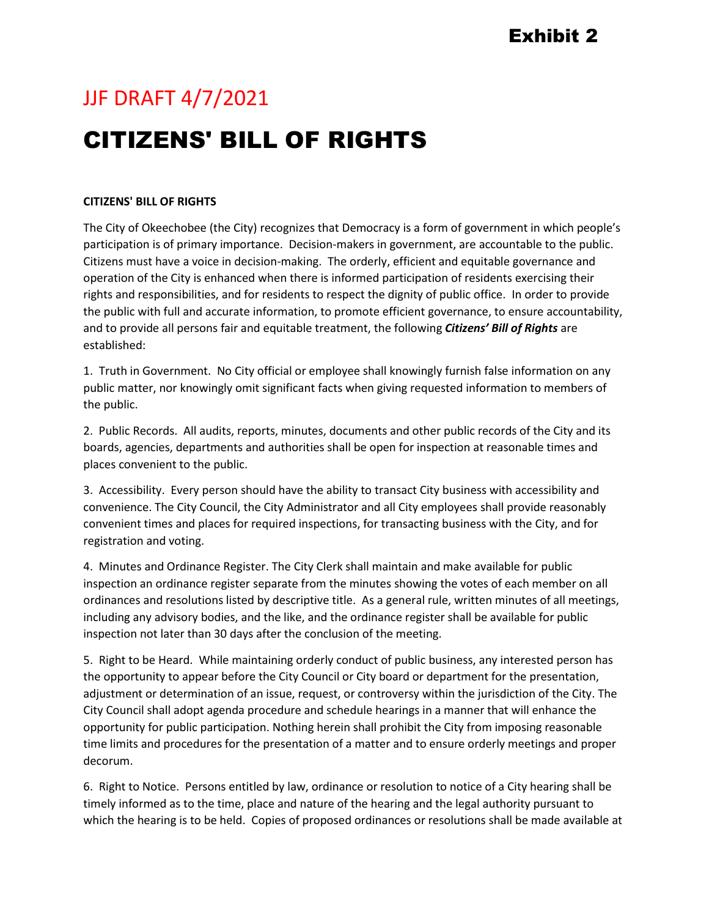# Exhibit 2

JJF DRAFT 4/7/2021

# CITIZENS' BILL OF RIGHTS

**CITIZENS' BILL OF RIGHTS**

The City of Okeechobee (the City) recognizes that Democracy is a form of government in which people's participation is of primary importance. Decision-makers in government, are accountable to the public. Citizens must have a voice in decision-making. The orderly, efficient and equitable governance and operation of the City is enhanced when there is informed participation of residents exercising their rights and responsibilities, and for residents to respect the dignity of public office. In order to provide the public with full and accurate information, to promote efficient governance, to ensure accountability, and to provide all persons fair and equitable treatment, the following ***Citizens' Bill of Rights*** are established:

1. Truth in Government. No City official or employee shall knowingly furnish false information on any public matter, nor knowingly omit significant facts when giving requested information to members of the public.

2. Public Records. All audits, reports, minutes, documents and other public records of the City and its boards, agencies, departments and authorities shall be open for inspection at reasonable times and places convenient to the public.

3. Accessibility. Every person should have the ability to transact City business with accessibility and convenience. The City Council, the City Administrator and all City employees shall provide reasonably convenient times and places for required inspections, for transacting business with the City, and for registration and voting.

4. Minutes and Ordinance Register. The City Clerk shall maintain and make available for public inspection an ordinance register separate from the minutes showing the votes of each member on all ordinances and resolutions listed by descriptive title. As a general rule, written minutes of all meetings, including any advisory bodies, and the like, and the ordinance register shall be available for public inspection not later than 30 days after the conclusion of the meeting.

5. Right to be Heard. While maintaining orderly conduct of public business, any interested person has the opportunity to appear before the City Council or City board or department for the presentation, adjustment or determination of an issue, request, or controversy within the jurisdiction of the City. The City Council shall adopt agenda procedure and schedule hearings in a manner that will enhance the opportunity for public participation. Nothing herein shall prohibit the City from imposing reasonable time limits and procedures for the presentation of a matter and to ensure orderly meetings and proper decorum.

6. Right to Notice. Persons entitled by law, ordinance or resolution to notice of a City hearing shall be timely informed as to the time, place and nature of the hearing and the legal authority pursuant to which the hearing is to be held. Copies of proposed ordinances or resolutions shall be made available at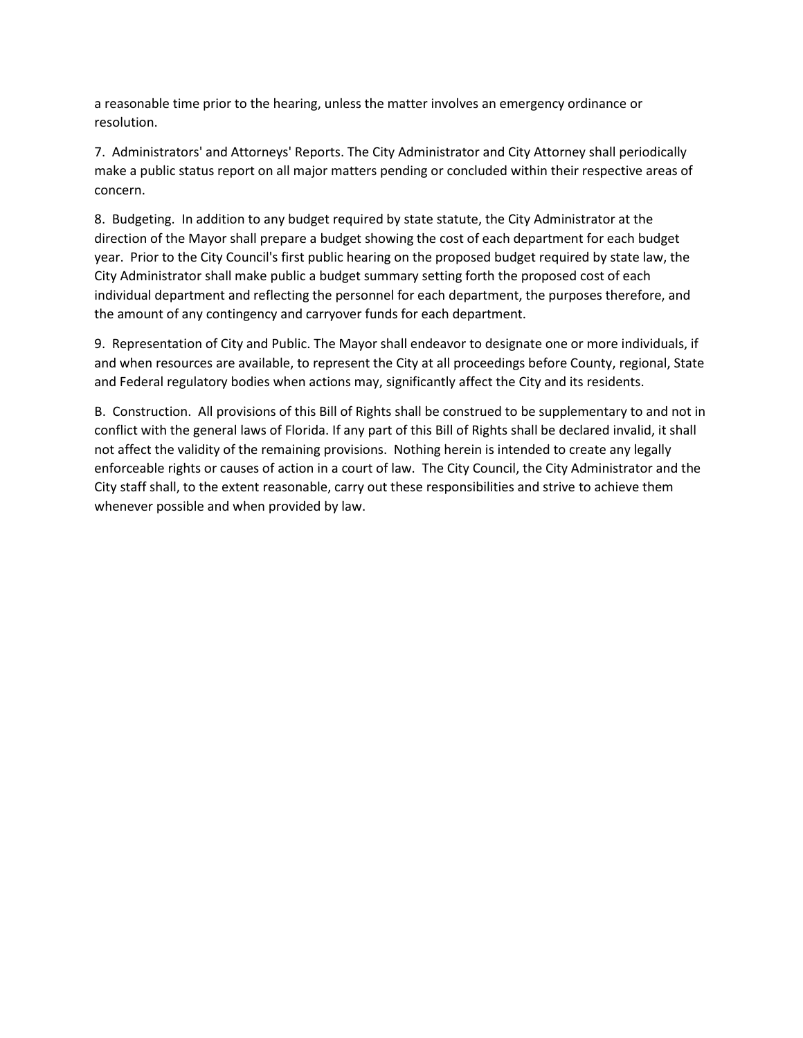a reasonable time prior to the hearing, unless the matter involves an emergency ordinance or resolution.

7. Administrators' and Attorneys' Reports. The City Administrator and City Attorney shall periodically make a public status report on all major matters pending or concluded within their respective areas of concern.

8. Budgeting. In addition to any budget required by state statute, the City Administrator at the direction of the Mayor shall prepare a budget showing the cost of each department for each budget year. Prior to the City Council's first public hearing on the proposed budget required by state law, the City Administrator shall make public a budget summary setting forth the proposed cost of each individual department and reflecting the personnel for each department, the purposes therefore, and the amount of any contingency and carryover funds for each department.

9. Representation of City and Public. The Mayor shall endeavor to designate one or more individuals, if and when resources are available, to represent the City at all proceedings before County, regional, State and Federal regulatory bodies when actions may, significantly affect the City and its residents.

B. Construction. All provisions of this Bill of Rights shall be construed to be supplementary to and not in conflict with the general laws of Florida. If any part of this Bill of Rights shall be declared invalid, it shall not affect the validity of the remaining provisions. Nothing herein is intended to create any legally enforceable rights or causes of action in a court of law. The City Council, the City Administrator and the City staff shall, to the extent reasonable, carry out these responsibilities and strive to achieve them whenever possible and when provided by law.